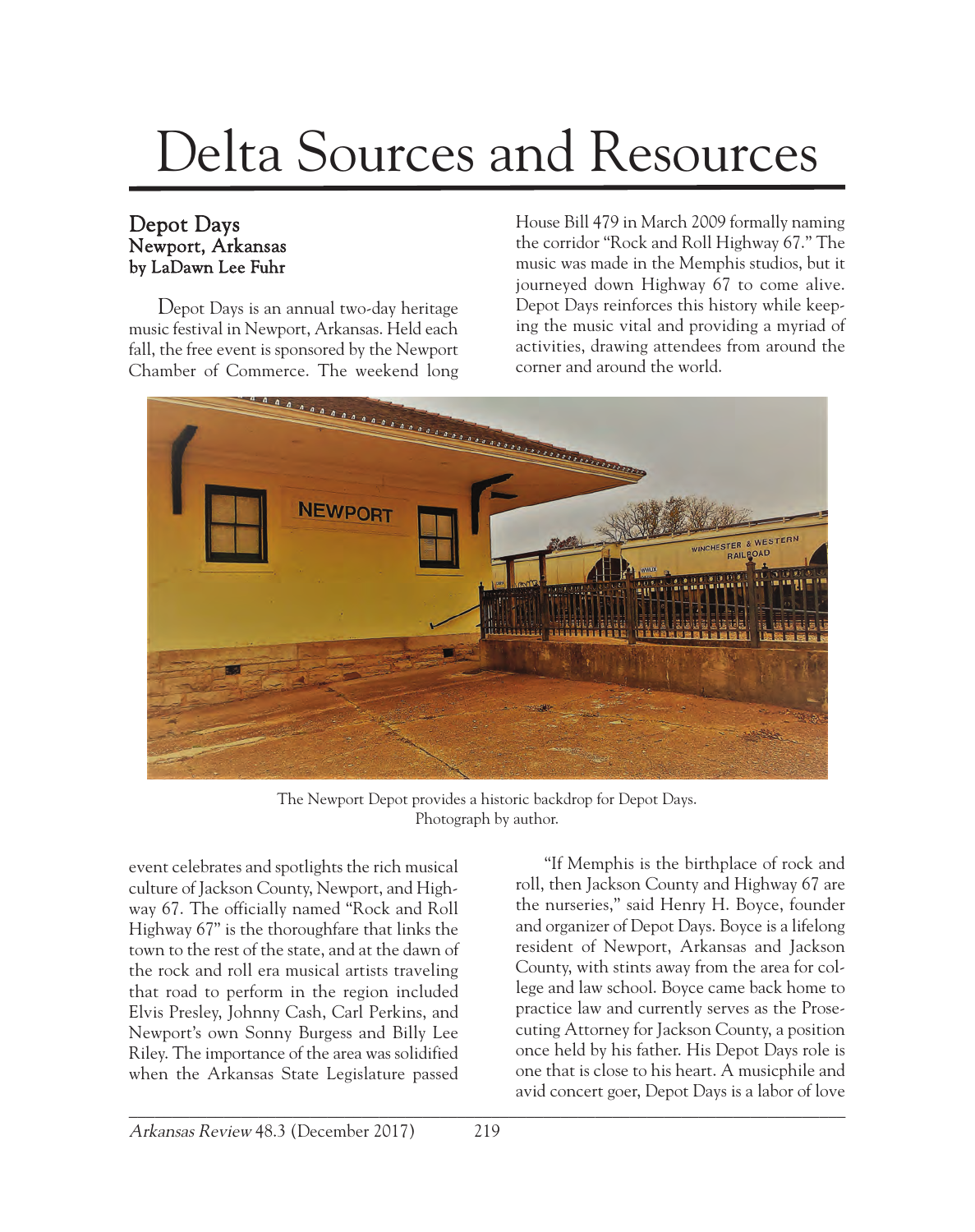# Delta Sources and Resources

## Depot Days
### Newport, Arkansas
### by LaDawn Lee Fuhr

Depot Days is an annual two-day heritage music festival in Newport, Arkansas. Held each fall, the free event is sponsored by the Newport Chamber of Commerce. The weekend long event celebrates and spotlights the rich musical culture of Jackson County, Newport, and Highway 67. The officially named "Rock and Roll Highway 67" is the thoroughfare that links the town to the rest of the state, and at the dawn of the rock and roll era musical artists traveling that road to perform in the region included Elvis Presley, Johnny Cash, Carl Perkins, and Newport's own Sonny Burgess and Billy Lee Riley. The importance of the area was solidified when the Arkansas State Legislature passed House Bill 479 in March 2009 formally naming the corridor "Rock and Roll Highway 67." The music was made in the Memphis studios, but it journeyed down Highway 67 to come alive. Depot Days reinforces this history while keeping the music vital and providing a myriad of activities, drawing attendees from around the corner and around the world.

The Newport Depot provides a historic backdrop for Depot Days. Photograph by author.

"If Memphis is the birthplace of rock and roll, then Jackson County and Highway 67 are the nurseries," said Henry H. Boyce, founder and organizer of Depot Days. Boyce is a lifelong resident of Newport, Arkansas and Jackson County, with stints away from the area for college and law school. Boyce came back home to practice law and currently serves as the Prosecuting Attorney for Jackson County, a position once held by his father. His Depot Days role is one that is close to his heart. A musicphile and avid concert goer, Depot Days is a labor of love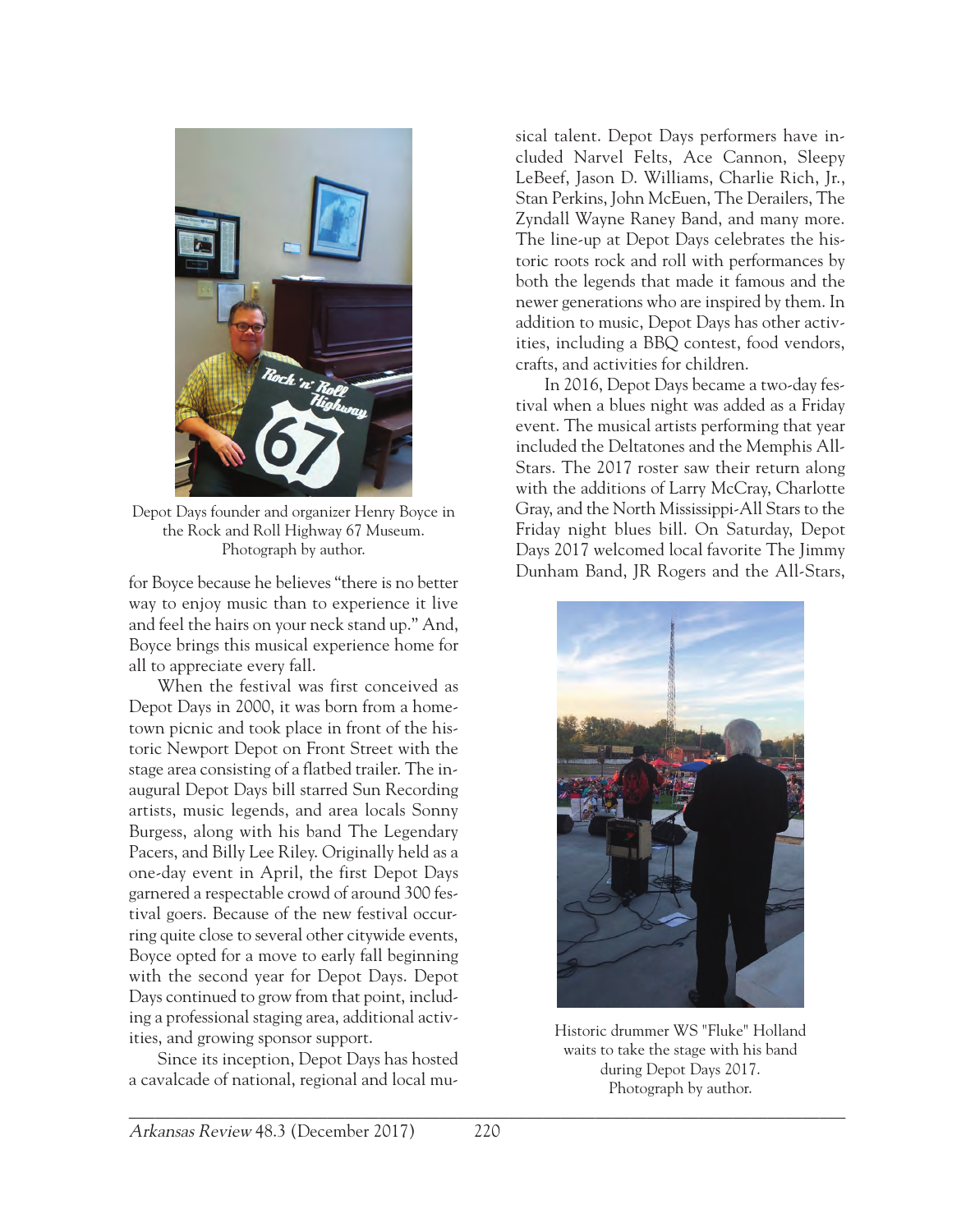Depot Days founder and organizer Henry Boyce in the Rock and Roll Highway 67 Museum. Photograph by author.

for Boyce because he believes "there is no better way to enjoy music than to experience it live and feel the hairs on your neck stand up." And, Boyce brings this musical experience home for all to appreciate every fall.

When the festival was first conceived as Depot Days in 2000, it was born from a hometown picnic and took place in front of the historic Newport Depot on Front Street with the stage area consisting of a flatbed trailer. The inaugural Depot Days bill starred Sun Recording artists, music legends, and area locals Sonny Burgess, along with his band The Legendary Pacers, and Billy Lee Riley. Originally held as a one-day event in April, the first Depot Days garnered a respectable crowd of around 300 festival goers. Because of the new festival occurring quite close to several other citywide events, Boyce opted for a move to early fall beginning with the second year for Depot Days. Depot Days continued to grow from that point, including a professional staging area, additional activities, and growing sponsor support.

Since its inception, Depot Days has hosted a cavalcade of national, regional and local musical talent. Depot Days performers have included Narvel Felts, Ace Cannon, Sleepy LeBeef, Jason D. Williams, Charlie Rich, Jr., Stan Perkins, John McEuen, The Derailers, The Zyndall Wayne Raney Band, and many more. The line-up at Depot Days celebrates the historic roots rock and roll with performances by both the legends that made it famous and the newer generations who are inspired by them. In addition to music, Depot Days has other activities, including a BBQ contest, food vendors, crafts, and activities for children.

In 2016, Depot Days became a two-day festival when a blues night was added as a Friday event. The musical artists performing that year included the Deltatones and the Memphis All-Stars. The 2017 roster saw their return along with the additions of Larry McCray, Charlotte Gray, and the North Mississippi-All Stars to the Friday night blues bill. On Saturday, Depot Days 2017 welcomed local favorite The Jimmy Dunham Band, JR Rogers and the All-Stars,

Historic drummer WS "Fluke" Holland waits to take the stage with his band during Depot Days 2017. Photograph by author.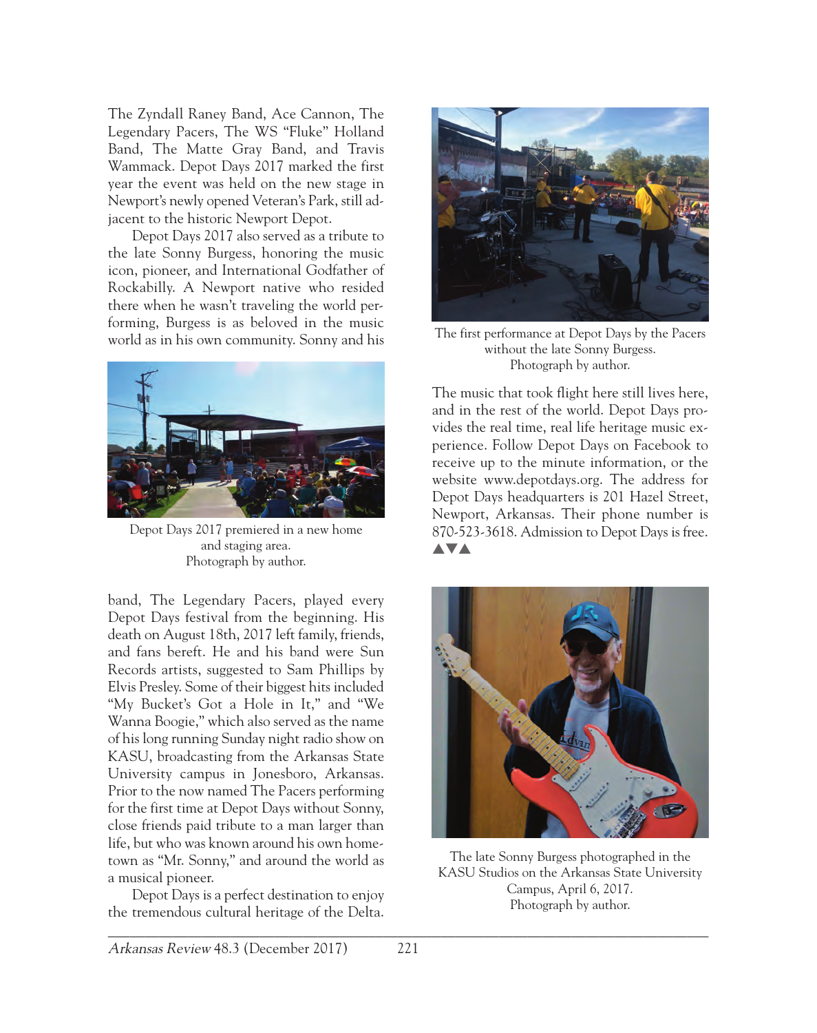The Zyndall Raney Band, Ace Cannon, The Legendary Pacers, The WS "Fluke" Holland Band, The Matte Gray Band, and Travis Wammack. Depot Days 2017 marked the first year the event was held on the new stage in Newport's newly opened Veteran's Park, still adjacent to the historic Newport Depot.

Depot Days 2017 also served as a tribute to the late Sonny Burgess, honoring the music icon, pioneer, and International Godfather of Rockabilly. A Newport native who resided there when he wasn't traveling the world performing, Burgess is as beloved in the music world as in his own community. Sonny and his band, The Legendary Pacers, played every Depot Days festival from the beginning. His death on August 18th, 2017 left family, friends, and fans bereft. He and his band were Sun Records artists, suggested to Sam Phillips by Elvis Presley. Some of their biggest hits included "My Bucket's Got a Hole in It," and "We Wanna Boogie," which also served as the name of his long running Sunday night radio show on KASU, broadcasting from the Arkansas State University campus in Jonesboro, Arkansas. Prior to the now named The Pacers performing for the first time at Depot Days without Sonny, close friends paid tribute to a man larger than life, but who was known around his own hometown as "Mr. Sonny," and around the world as a musical pioneer.

Depot Days 2017 premiered in a new home and staging area.
Photograph by author.

Depot Days is a perfect destination to enjoy the tremendous cultural heritage of the Delta. The music that took flight here still lives here, and in the rest of the world. Depot Days provides the real time, real life heritage music experience. Follow Depot Days on Facebook to receive up to the minute information, or the website www.depotdays.org. The address for Depot Days headquarters is 201 Hazel Street, Newport, Arkansas. Their phone number is 870-523-3618. Admission to Depot Days is free.

▲▼▲

The first performance at Depot Days by the Pacers without the late Sonny Burgess.
Photograph by author.

The late Sonny Burgess photographed in the KASU Studios on the Arkansas State University Campus, April 6, 2017.
Photograph by author.